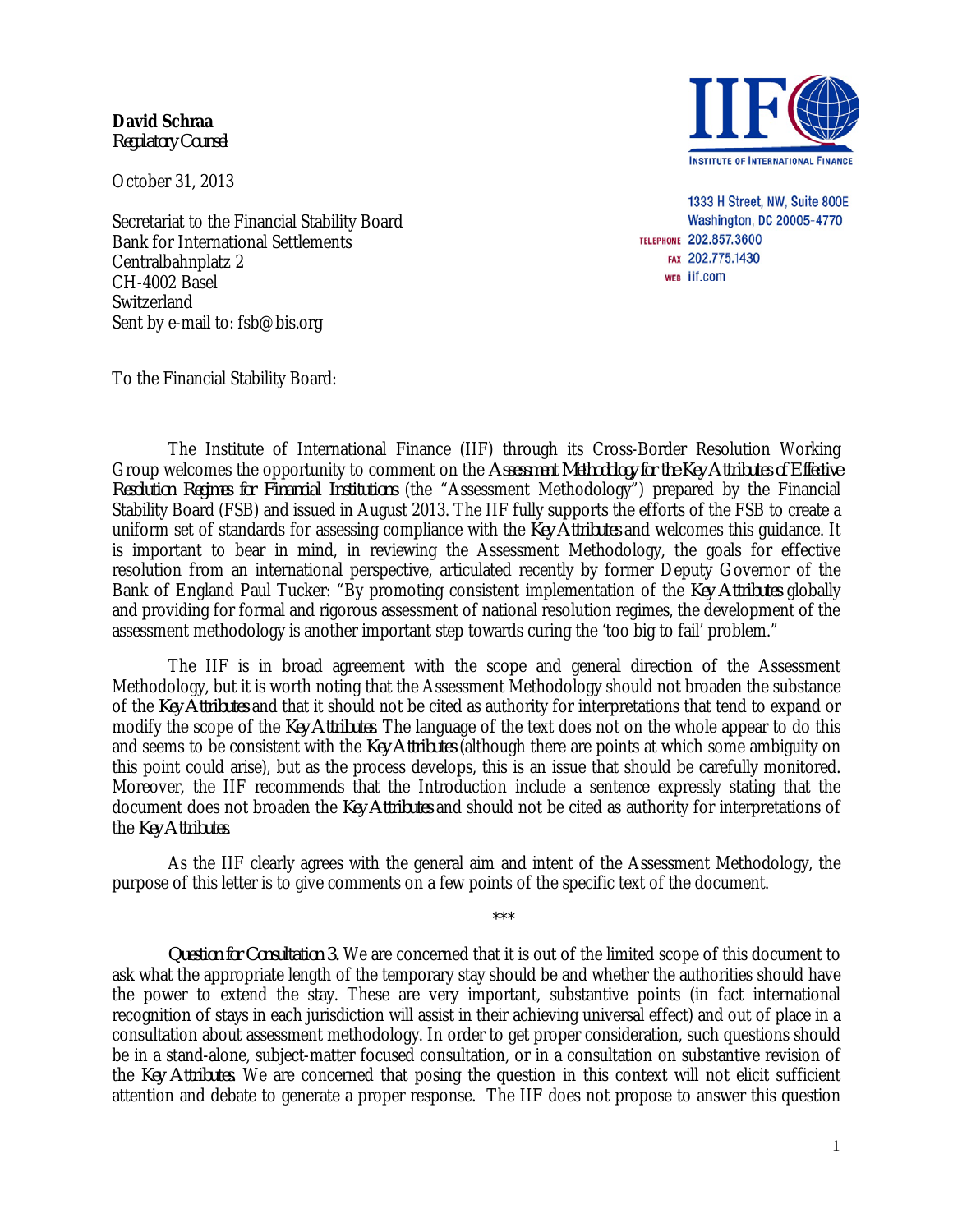**David Schraa**
*Regulatory Counsel*

October 31, 2013

INSTITUTE OF INTERNATIONAL FINANCE

1333 H Street, NW, Suite 800E
Washington, DC 20005-4770
TELEPHONE 202.857.3600
FAX 202.775.1430
WEB iif.com

Secretariat to the Financial Stability Board
Bank for International Settlements
Centralbahnplatz 2
CH-4002 Basel
Switzerland
Sent by e-mail to: fsb@bis.org

To the Financial Stability Board:

The Institute of International Finance (IIF) through its Cross-Border Resolution Working Group welcomes the opportunity to comment on the *Assessment Methodology for the Key Attributes of Effective Resolution Regimes for Financial Institutions* (the "Assessment Methodology") prepared by the Financial Stability Board (FSB) and issued in August 2013. The IIF fully supports the efforts of the FSB to create a uniform set of standards for assessing compliance with the *Key Attributes* and welcomes this guidance. It is important to bear in mind, in reviewing the Assessment Methodology, the goals for effective resolution from an international perspective, articulated recently by former Deputy Governor of the Bank of England Paul Tucker: "By promoting consistent implementation of the *Key Attributes* globally and providing for formal and rigorous assessment of national resolution regimes, the development of the assessment methodology is another important step towards curing the 'too big to fail' problem."

The IIF is in broad agreement with the scope and general direction of the Assessment Methodology, but it is worth noting that the Assessment Methodology should not broaden the substance of the *Key Attributes* and that it should not be cited as authority for interpretations that tend to expand or modify the scope of the *Key Attributes*. The language of the text does not on the whole appear to do this and seems to be consistent with the *Key Attributes* (although there are points at which some ambiguity on this point could arise), but as the process develops, this is an issue that should be carefully monitored. Moreover, the IIF recommends that the Introduction include a sentence expressly stating that the document does not broaden the *Key Attributes* and should not be cited as authority for interpretations of the *Key Attributes*.

As the IIF clearly agrees with the general aim and intent of the Assessment Methodology, the purpose of this letter is to give comments on a few points of the specific text of the document.

\*\*\*

*Question for Consultation 3.* We are concerned that it is out of the limited scope of this document to ask what the appropriate length of the temporary stay should be and whether the authorities should have the power to extend the stay. These are very important, substantive points (in fact international recognition of stays in each jurisdiction will assist in their achieving universal effect) and out of place in a consultation about assessment methodology. In order to get proper consideration, such questions should be in a stand-alone, subject-matter focused consultation, or in a consultation on substantive revision of the *Key Attributes*. We are concerned that posing the question in this context will not elicit sufficient attention and debate to generate a proper response. The IIF does not propose to answer this question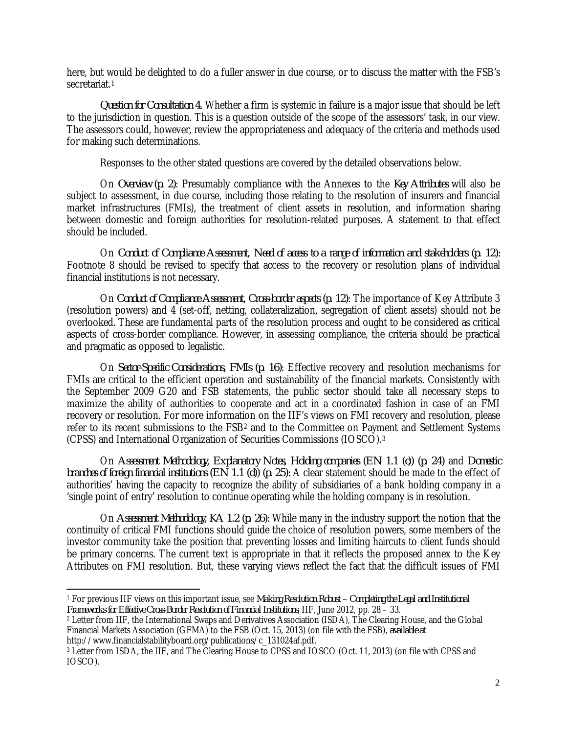here, but would be delighted to do a fuller answer in due course, or to discuss the matter with the FSB's secretariat.[1]

*Question for Consultation 4.* Whether a firm is systemic in failure is a major issue that should be left to the jurisdiction in question. This is a question outside of the scope of the assessors' task, in our view. The assessors could, however, review the appropriateness and adequacy of the criteria and methods used for making such determinations.

Responses to the other stated questions are covered by the detailed observations below.

On *Overview (p. 2)*: Presumably compliance with the Annexes to the *Key Attributes* will also be subject to assessment, in due course, including those relating to the resolution of insurers and financial market infrastructures (FMIs), the treatment of client assets in resolution, and information sharing between domestic and foreign authorities for resolution-related purposes. A statement to that effect should be included.

On *Conduct of Compliance Assessment, Need of access to a range of information and stakeholders (p. 12)*: Footnote 8 should be revised to specify that access to the recovery or resolution plans of individual financial institutions is not necessary.

On *Conduct of Compliance Assessment, Cross-border aspects (p. 12)*: The importance of Key Attribute 3 (resolution powers) and 4 (set-off, netting, collateralization, segregation of client assets) should not be overlooked. These are fundamental parts of the resolution process and ought to be considered as critical aspects of cross-border compliance. However, in assessing compliance, the criteria should be practical and pragmatic as opposed to legalistic.

On *Sector-Specific Considerations, FMIs (p. 16)*: Effective recovery and resolution mechanisms for FMIs are critical to the efficient operation and sustainability of the financial markets. Consistently with the September 2009 G20 and FSB statements, the public sector should take all necessary steps to maximize the ability of authorities to cooperate and act in a coordinated fashion in case of an FMI recovery or resolution. For more information on the IIF's views on FMI recovery and resolution, please refer to its recent submissions to the FSB[2] and to the Committee on Payment and Settlement Systems (CPSS) and International Organization of Securities Commissions (IOSCO).[3]

On *Assessment Methodology, Explanatory Notes, Holding companies (EN 1.1 (c)) (p. 24)* and *Domestic branches of foreign financial institutions (EN 1.1 (d)) (p. 25)*: A clear statement should be made to the effect of authorities' having the capacity to recognize the ability of subsidiaries of a bank holding company in a 'single point of entry' resolution to continue operating while the holding company is in resolution.

On *Assessment Methodology, KA 1.2 (p. 26)*: While many in the industry support the notion that the continuity of critical FMI functions should guide the choice of resolution powers, some members of the investor community take the position that preventing losses and limiting haircuts to client funds should be primary concerns. The current text is appropriate in that it reflects the proposed annex to the Key Attributes on FMI resolution. But, these varying views reflect the fact that the difficult issues of FMI

---

[1] For previous IIF views on this important issue, see *Making Resolution Robust – Completing the Legal and Institutional Frameworks for Effective Cross-Border Resolution of Financial Institutions*, IIF, June 2012, pp. 28 – 33.

[2] Letter from IIF, the International Swaps and Derivatives Association (ISDA), The Clearing House, and the Global Financial Markets Association (GFMA) to the FSB (Oct. 15, 2013) (on file with the FSB), *available at* http://www.financialstabilityboard.org/publications/c_131024af.pdf.

[3] Letter from ISDA, the IIF, and The Clearing House to CPSS and IOSCO (Oct. 11, 2013) (on file with CPSS and IOSCO).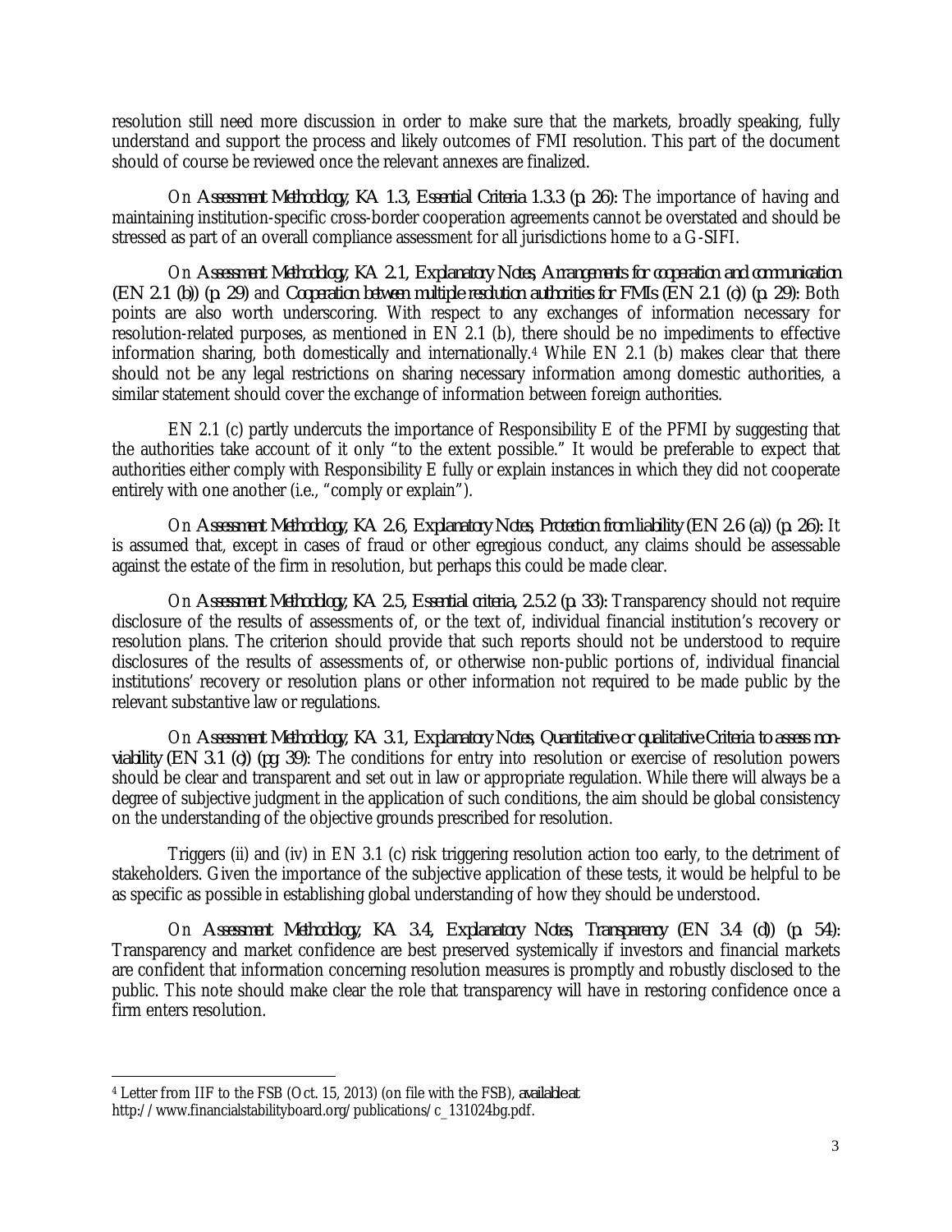resolution still need more discussion in order to make sure that the markets, broadly speaking, fully understand and support the process and likely outcomes of FMI resolution. This part of the document should of course be reviewed once the relevant annexes are finalized.

On *Assessment Methodology, KA 1.3, Essential Criteria 1.3.3 (p. 26)*: The importance of having and maintaining institution-specific cross-border cooperation agreements cannot be overstated and should be stressed as part of an overall compliance assessment for all jurisdictions home to a G-SIFI.

On *Assessment Methodology, KA 2.1, Explanatory Notes, Arrangements for cooperation and communication (EN 2.1 (b)) (p. 29)* and *Cooperation between multiple resolution authorities for FMIs (EN 2.1 (c)) (p. 29)*: Both points are also worth underscoring. With respect to any exchanges of information necessary for resolution-related purposes, as mentioned in EN 2.1 (b), there should be no impediments to effective information sharing, both domestically and internationally.[4] While EN 2.1 (b) makes clear that there should not be any legal restrictions on sharing necessary information among domestic authorities, a similar statement should cover the exchange of information between foreign authorities.

EN 2.1 (c) partly undercuts the importance of Responsibility E of the PFMI by suggesting that the authorities take account of it only "to the extent possible." It would be preferable to expect that authorities either comply with Responsibility E fully or explain instances in which they did not cooperate entirely with one another (i.e., "comply or explain").

On *Assessment Methodology, KA 2.6, Explanatory Notes, Protection from liability (EN 2.6 (a)) (p. 26)*: It is assumed that, except in cases of fraud or other egregious conduct, any claims should be assessable against the estate of the firm in resolution, but perhaps this could be made clear.

On *Assessment Methodology, KA 2.5, Essential criteria, 2.5.2 (p. 33)*: Transparency should not require disclosure of the results of assessments of, or the text of, individual financial institution's recovery or resolution plans. The criterion should provide that such reports should not be understood to require disclosures of the results of assessments of, or otherwise non-public portions of, individual financial institutions' recovery or resolution plans or other information not required to be made public by the relevant substantive law or regulations.

On *Assessment Methodology, KA 3.1, Explanatory Notes, Quantitative or qualitative Criteria to assess non-viability (EN 3.1 (c)) (pg. 39)*: The conditions for entry into resolution or exercise of resolution powers should be clear and transparent and set out in law or appropriate regulation. While there will always be a degree of subjective judgment in the application of such conditions, the aim should be global consistency on the understanding of the objective grounds prescribed for resolution.

Triggers (ii) and (iv) in EN 3.1 (c) risk triggering resolution action too early, to the detriment of stakeholders. Given the importance of the subjective application of these tests, it would be helpful to be as specific as possible in establishing global understanding of how they should be understood.

On *Assessment Methodology, KA 3.4, Explanatory Notes, Transparency (EN 3.4 (d)) (p. 54)*: Transparency and market confidence are best preserved systemically if investors and financial markets are confident that information concerning resolution measures is promptly and robustly disclosed to the public. This note should make clear the role that transparency will have in restoring confidence once a firm enters resolution.

---

[4] Letter from IIF to the FSB (Oct. 15, 2013) (on file with the FSB), *available at* http://www.financialstabilityboard.org/publications/c_131024bg.pdf.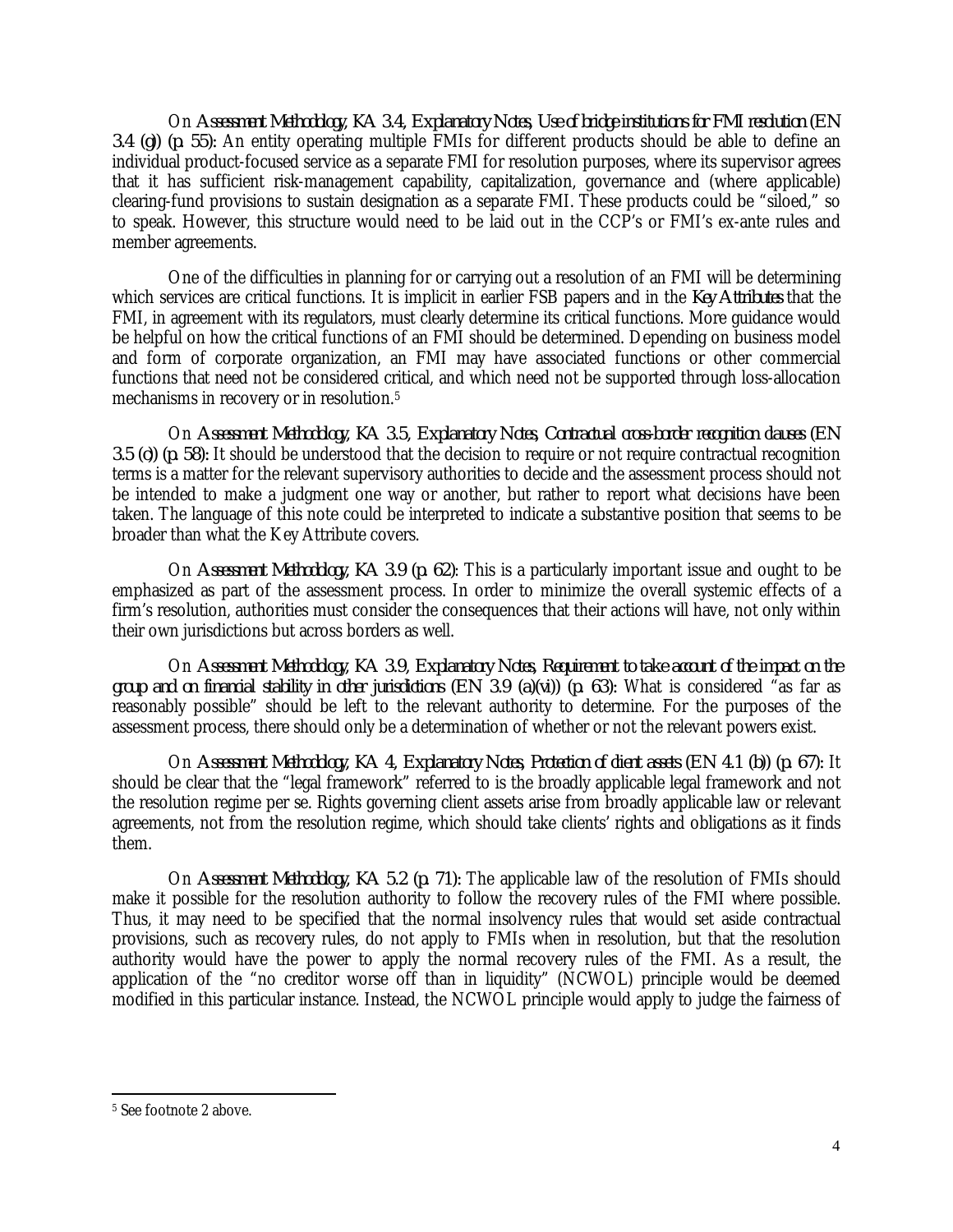On *Assessment Methodology, KA 3.4, Explanatory Notes, Use of bridge institutions for FMI resolution (EN 3.4 (g)) (p. 55)*: An entity operating multiple FMIs for different products should be able to define an individual product-focused service as a separate FMI for resolution purposes, where its supervisor agrees that it has sufficient risk-management capability, capitalization, governance and (where applicable) clearing-fund provisions to sustain designation as a separate FMI. These products could be "siloed," so to speak. However, this structure would need to be laid out in the CCP's or FMI's ex-ante rules and member agreements.

One of the difficulties in planning for or carrying out a resolution of an FMI will be determining which services are critical functions. It is implicit in earlier FSB papers and in the *Key Attributes* that the FMI, in agreement with its regulators, must clearly determine its critical functions. More guidance would be helpful on how the critical functions of an FMI should be determined. Depending on business model and form of corporate organization, an FMI may have associated functions or other commercial functions that need not be considered critical, and which need not be supported through loss-allocation mechanisms in recovery or in resolution.[5]

On *Assessment Methodology, KA 3.5, Explanatory Notes, Contractual cross-border recognition clauses (EN 3.5 (c)) (p. 58)*: It should be understood that the decision to require or not require contractual recognition terms is a matter for the relevant supervisory authorities to decide and the assessment process should not be intended to make a judgment one way or another, but rather to report what decisions have been taken. The language of this note could be interpreted to indicate a substantive position that seems to be broader than what the Key Attribute covers.

On *Assessment Methodology, KA 3.9 (p. 62)*: This is a particularly important issue and ought to be emphasized as part of the assessment process. In order to minimize the overall systemic effects of a firm's resolution, authorities must consider the consequences that their actions will have, not only within their own jurisdictions but across borders as well.

On *Assessment Methodology, KA 3.9, Explanatory Notes, Requirement to take account of the impact on the group and on financial stability in other jurisdictions (EN 3.9 (a)(vi)) (p. 63)*: What is considered "as far as reasonably possible" should be left to the relevant authority to determine. For the purposes of the assessment process, there should only be a determination of whether or not the relevant powers exist.

On *Assessment Methodology, KA 4, Explanatory Notes, Protection of client assets (EN 4.1 (b)) (p. 67)*: It should be clear that the "legal framework" referred to is the broadly applicable legal framework and not the resolution regime per se. Rights governing client assets arise from broadly applicable law or relevant agreements, not from the resolution regime, which should take clients' rights and obligations as it finds them.

On *Assessment Methodology, KA 5.2 (p. 71)*: The applicable law of the resolution of FMIs should make it possible for the resolution authority to follow the recovery rules of the FMI where possible. Thus, it may need to be specified that the normal insolvency rules that would set aside contractual provisions, such as recovery rules, do not apply to FMIs when in resolution, but that the resolution authority would have the power to apply the normal recovery rules of the FMI. As a result, the application of the "no creditor worse off than in liquidity" (NCWOL) principle would be deemed modified in this particular instance. Instead, the NCWOL principle would apply to judge the fairness of

[5] See footnote 2 above.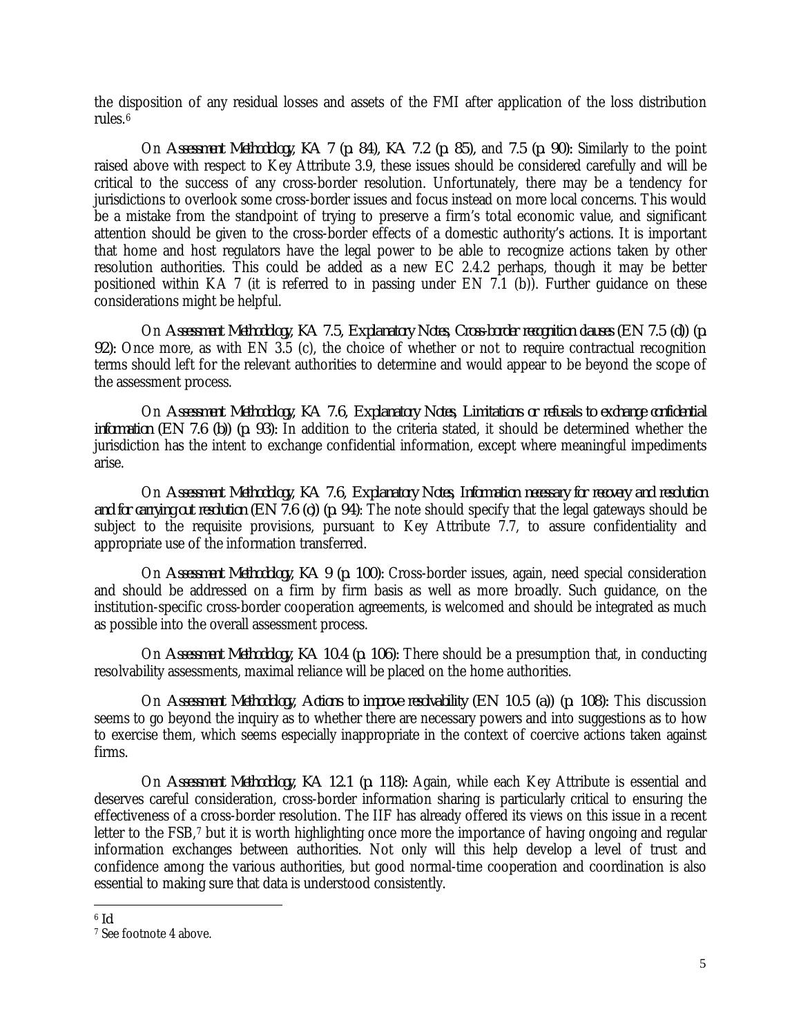the disposition of any residual losses and assets of the FMI after application of the loss distribution rules.[6]

On *Assessment Methodology, KA 7 (p. 84), KA 7.2 (p. 85),* and *7.5 (p. 90):* Similarly to the point raised above with respect to Key Attribute 3.9, these issues should be considered carefully and will be critical to the success of any cross-border resolution. Unfortunately, there may be a tendency for jurisdictions to overlook some cross-border issues and focus instead on more local concerns. This would be a mistake from the standpoint of trying to preserve a firm's total economic value, and significant attention should be given to the cross-border effects of a domestic authority's actions. It is important that home and host regulators have the legal power to be able to recognize actions taken by other resolution authorities. This could be added as a new EC 2.4.2 perhaps, though it may be better positioned within KA 7 (it is referred to in passing under EN 7.1 (b)). Further guidance on these considerations might be helpful.

On *Assessment Methodology, KA 7.5, Explanatory Notes, Cross-border recognition clauses (EN 7.5 (d)) (p. 92):* Once more, as with EN 3.5 (c), the choice of whether or not to require contractual recognition terms should left for the relevant authorities to determine and would appear to be beyond the scope of the assessment process.

On *Assessment Methodology, KA 7.6, Explanatory Notes, Limitations or refusals to exchange confidential information (EN 7.6 (b)) (p. 93):* In addition to the criteria stated, it should be determined whether the jurisdiction has the intent to exchange confidential information, except where meaningful impediments arise.

On *Assessment Methodology, KA 7.6, Explanatory Notes, Information necessary for recovery and resolution and for carrying out resolution (EN 7.6 (c)) (p. 94):* The note should specify that the legal gateways should be subject to the requisite provisions, pursuant to Key Attribute 7.7, to assure confidentiality and appropriate use of the information transferred.

On *Assessment Methodology, KA 9 (p. 100):* Cross-border issues, again, need special consideration and should be addressed on a firm by firm basis as well as more broadly. Such guidance, on the institution-specific cross-border cooperation agreements, is welcomed and should be integrated as much as possible into the overall assessment process.

On *Assessment Methodology, KA 10.4 (p. 106):* There should be a presumption that, in conducting resolvability assessments, maximal reliance will be placed on the home authorities.

On *Assessment Methodology, Actions to improve resolvability (EN 10.5 (a)) (p. 108):* This discussion seems to go beyond the inquiry as to whether there are necessary powers and into suggestions as to how to exercise them, which seems especially inappropriate in the context of coercive actions taken against firms.

On *Assessment Methodology, KA 12.1 (p. 118):* Again, while each Key Attribute is essential and deserves careful consideration, cross-border information sharing is particularly critical to ensuring the effectiveness of a cross-border resolution. The IIF has already offered its views on this issue in a recent letter to the FSB,[7] but it is worth highlighting once more the importance of having ongoing and regular information exchanges between authorities. Not only will this help develop a level of trust and confidence among the various authorities, but good normal-time cooperation and coordination is also essential to making sure that data is understood consistently.

---

[6] *Id.*

[7] See footnote 4 above.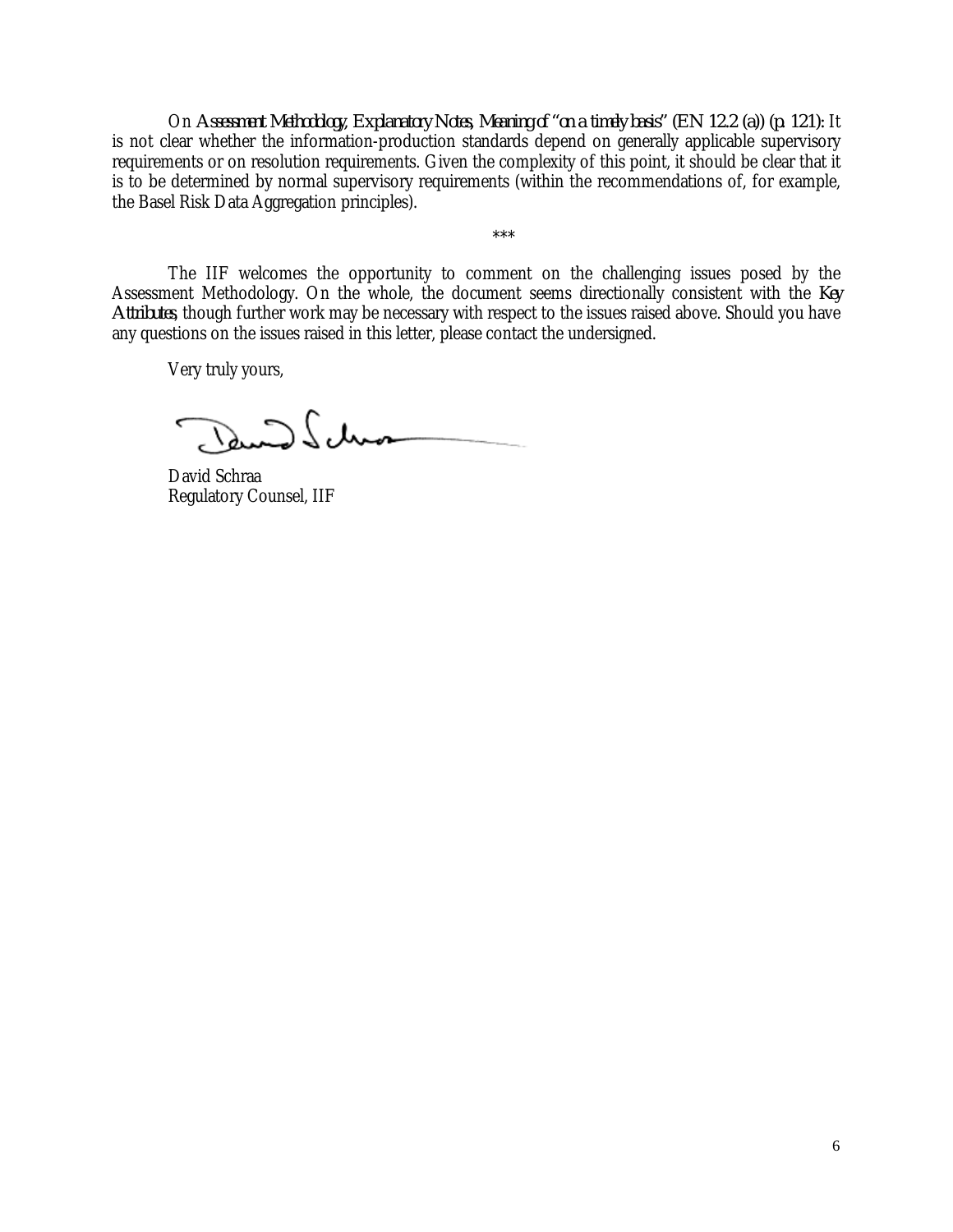On *Assessment Methodology, Explanatory Notes, Meaning of "on a timely basis" (EN 12.2 (a)) (p. 121)*: It is not clear whether the information-production standards depend on generally applicable supervisory requirements or on resolution requirements. Given the complexity of this point, it should be clear that it is to be determined by normal supervisory requirements (within the recommendations of, for example, the Basel Risk Data Aggregation principles).

***

The IIF welcomes the opportunity to comment on the challenging issues posed by the Assessment Methodology. On the whole, the document seems directionally consistent with the *Key Attributes*, though further work may be necessary with respect to the issues raised above. Should you have any questions on the issues raised in this letter, please contact the undersigned.

Very truly yours,

David Schraa
Regulatory Counsel, IIF